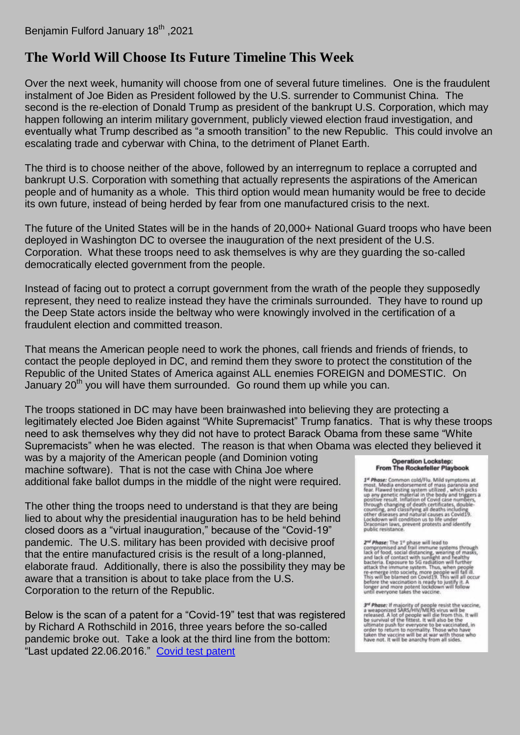Benjamin Fulford January 18th ,2021

# The World Will Choose Its Future Timeline This Week

Over the next week, humanity will choose from one of several future timelines. One is the fraudulent instalment of Joe Biden as President followed by the U.S. surrender to Communist China. The second is the re-election of Donald Trump as president of the bankrupt U.S. Corporation, which may happen following an interim military government, publicly viewed election fraud investigation, and eventually what Trump described as "a smooth transition" to the new Republic. This could involve an escalating trade and cyberwar with China, to the detriment of Planet Earth.

The third is to choose neither of the above, followed by an interregnum to replace a corrupted and bankrupt U.S. Corporation with something that actually represents the aspirations of the American people and of humanity as a whole. This third option would mean humanity would be free to decide its own future, instead of being herded by fear from one manufactured crisis to the next.

The future of the United States will be in the hands of 20,000+ National Guard troops who have been deployed in Washington DC to oversee the inauguration of the next president of the U.S. Corporation. What these troops need to ask themselves is why are they guarding the so-called democratically elected government from the people.

Instead of facing out to protect a corrupt government from the wrath of the people they supposedly represent, they need to realize instead they have the criminals surrounded. They have to round up the Deep State actors inside the beltway who were knowingly involved in the certification of a fraudulent election and committed treason.

That means the American people need to work the phones, call friends and friends of friends, to contact the people deployed in DC, and remind them they swore to protect the constitution of the Republic of the United States of America against ALL enemies FOREIGN and DOMESTIC. On January 20th you will have them surrounded. Go round them up while you can.

The troops stationed in DC may have been brainwashed into believing they are protecting a legitimately elected Joe Biden against "White Supremacist" Trump fanatics. That is why these troops need to ask themselves why they did not have to protect Barack Obama from these same "White Supremacists" when he was elected. The reason is that when Obama was elected they believed it was by a majority of the American people (and Dominion voting machine software). That is not the case with China Joe where additional fake ballot dumps in the middle of the night were required.

The other thing the troops need to understand is that they are being lied to about why the presidential inauguration has to be held behind closed doors as a "virtual inauguration," because of the "Covid-19" pandemic. The U.S. military has been provided with decisive proof that the entire manufactured crisis is the result of a long-planned, elaborate fraud. Additionally, there is also the possibility they may be aware that a transition is about to take place from the U.S. Corporation to the return of the Republic.

Below is the scan of a patent for a "Covid-19" test that was registered by Richard A Rothschild in 2016, three years before the so-called pandemic broke out. Take a look at the third line from the bottom: "Last updated 22.06.2016." [Covid test patent]

**Operation Lockstep: From The Rockefeller Playbook**

***1st Phase:*** Common cold/Flu. Mild symptoms at most. Media endorsement of mass paranoia and fear. Flawed testing system utilized , which picks up any genetic material in the body and triggers a positive result. Inflation of Covid case numbers, through changing of death certificates, double-counting, and classifying all deaths including other diseases and natural causes as Covid19. Lockdown will condition us to life under Draconian laws, prevent protests and identify public resistance.

***2nd Phase:*** The 1st phase will lead to compromised and frail immune systems through lack of food, social distancing, wearing of masks, and lack of contact with sunlight and healthy bacteria. Exposure to 5G radiation will further attack the immune system. Thus, when people re-emerge into society, more people will fall ill. This will be blamed on Covid19. This will all occur before the vaccination is ready to justify it. A longer and more potent lockdown will follow until everyone takes the vaccine.

***3rd Phase:*** If majority of people resist the vaccine, a weaponized SARS/HIV/MERS virus will be released. A lot of people will die from this. It will be survival of the fittest. It will also be the ultimate push for everyone to be vaccinated, in order to return to normality. Those who have taken the vaccine will be at war with those who have not. It will be anarchy from all sides.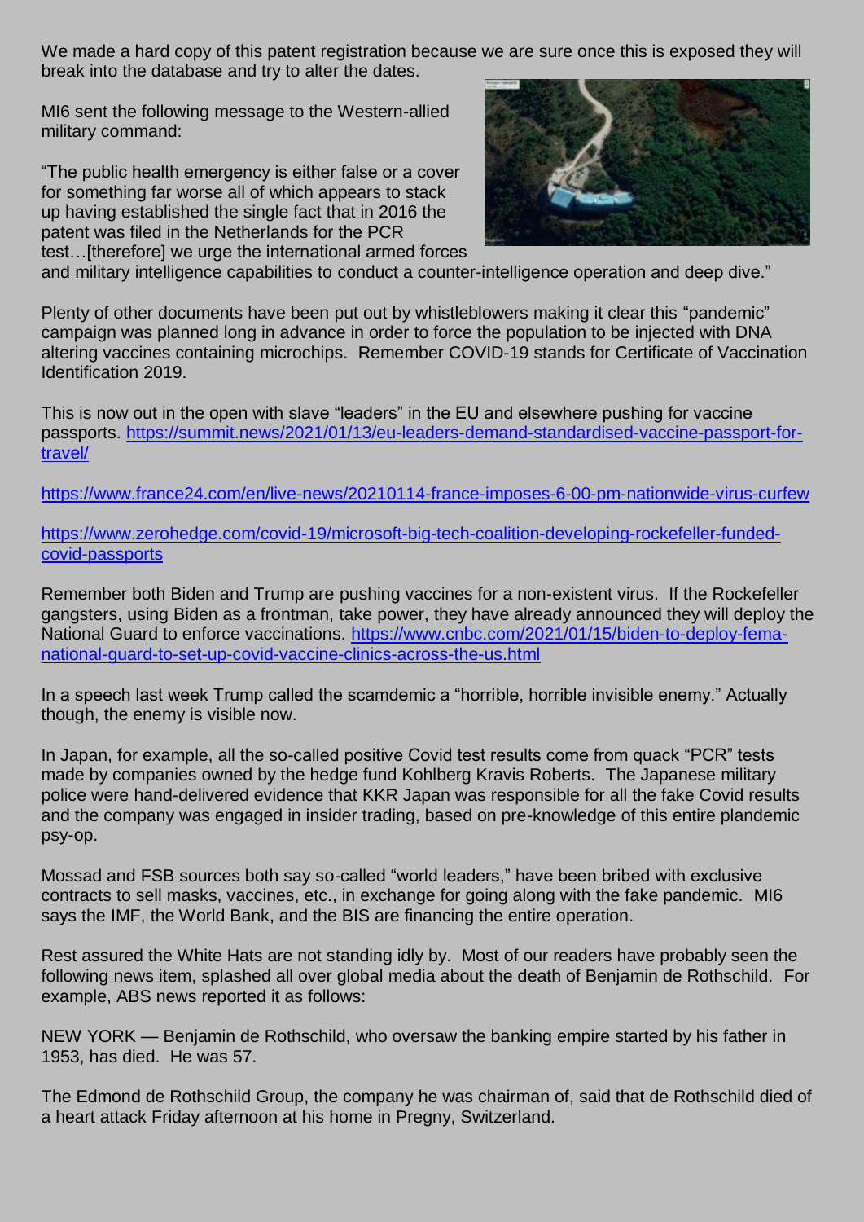We made a hard copy of this patent registration because we are sure once this is exposed they will break into the database and try to alter the dates.

MI6 sent the following message to the Western-allied military command:

"The public health emergency is either false or a cover for something far worse all of which appears to stack up having established the single fact that in 2016 the patent was filed in the Netherlands for the PCR test…[therefore] we urge the international armed forces and military intelligence capabilities to conduct a counter-intelligence operation and deep dive."

Plenty of other documents have been put out by whistleblowers making it clear this "pandemic" campaign was planned long in advance in order to force the population to be injected with DNA altering vaccines containing microchips. Remember COVID-19 stands for Certificate of Vaccination Identification 2019.

This is now out in the open with slave "leaders" in the EU and elsewhere pushing for vaccine passports. https://summit.news/2021/01/13/eu-leaders-demand-standardised-vaccine-passport-for-travel/

https://www.france24.com/en/live-news/20210114-france-imposes-6-00-pm-nationwide-virus-curfew

https://www.zerohedge.com/covid-19/microsoft-big-tech-coalition-developing-rockefeller-funded-covid-passports

Remember both Biden and Trump are pushing vaccines for a non-existent virus. If the Rockefeller gangsters, using Biden as a frontman, take power, they have already announced they will deploy the National Guard to enforce vaccinations. https://www.cnbc.com/2021/01/15/biden-to-deploy-fema-national-guard-to-set-up-covid-vaccine-clinics-across-the-us.html

In a speech last week Trump called the scamdemic a "horrible, horrible invisible enemy." Actually though, the enemy is visible now.

In Japan, for example, all the so-called positive Covid test results come from quack "PCR" tests made by companies owned by the hedge fund Kohlberg Kravis Roberts. The Japanese military police were hand-delivered evidence that KKR Japan was responsible for all the fake Covid results and the company was engaged in insider trading, based on pre-knowledge of this entire plandemic psy-op.

Mossad and FSB sources both say so-called "world leaders," have been bribed with exclusive contracts to sell masks, vaccines, etc., in exchange for going along with the fake pandemic. MI6 says the IMF, the World Bank, and the BIS are financing the entire operation.

Rest assured the White Hats are not standing idly by. Most of our readers have probably seen the following news item, splashed all over global media about the death of Benjamin de Rothschild. For example, ABS news reported it as follows:

NEW YORK — Benjamin de Rothschild, who oversaw the banking empire started by his father in 1953, has died. He was 57.

The Edmond de Rothschild Group, the company he was chairman of, said that de Rothschild died of a heart attack Friday afternoon at his home in Pregny, Switzerland.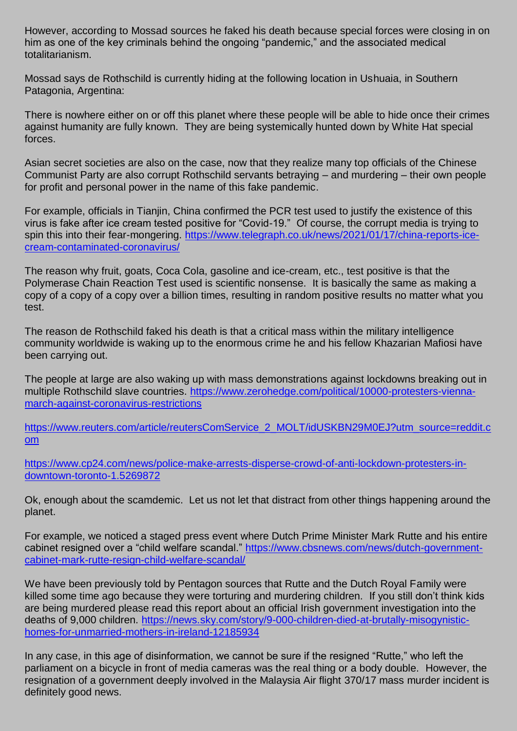However, according to Mossad sources he faked his death because special forces were closing in on him as one of the key criminals behind the ongoing "pandemic," and the associated medical totalitarianism.

Mossad says de Rothschild is currently hiding at the following location in Ushuaia, in Southern Patagonia, Argentina:

There is nowhere either on or off this planet where these people will be able to hide once their crimes against humanity are fully known. They are being systemically hunted down by White Hat special forces.

Asian secret societies are also on the case, now that they realize many top officials of the Chinese Communist Party are also corrupt Rothschild servants betraying – and murdering – their own people for profit and personal power in the name of this fake pandemic.

For example, officials in Tianjin, China confirmed the PCR test used to justify the existence of this virus is fake after ice cream tested positive for "Covid-19." Of course, the corrupt media is trying to spin this into their fear-mongering. https://www.telegraph.co.uk/news/2021/01/17/china-reports-ice-cream-contaminated-coronavirus/

The reason why fruit, goats, Coca Cola, gasoline and ice-cream, etc., test positive is that the Polymerase Chain Reaction Test used is scientific nonsense. It is basically the same as making a copy of a copy of a copy over a billion times, resulting in random positive results no matter what you test.

The reason de Rothschild faked his death is that a critical mass within the military intelligence community worldwide is waking up to the enormous crime he and his fellow Khazarian Mafiosi have been carrying out.

The people at large are also waking up with mass demonstrations against lockdowns breaking out in multiple Rothschild slave countries. https://www.zerohedge.com/political/10000-protesters-vienna-march-against-coronavirus-restrictions

https://www.reuters.com/article/reutersComService_2_MOLT/idUSKBN29M0EJ?utm_source=reddit.com

https://www.cp24.com/news/police-make-arrests-disperse-crowd-of-anti-lockdown-protesters-in-downtown-toronto-1.5269872

Ok, enough about the scamdemic. Let us not let that distract from other things happening around the planet.

For example, we noticed a staged press event where Dutch Prime Minister Mark Rutte and his entire cabinet resigned over a "child welfare scandal." https://www.cbsnews.com/news/dutch-government-cabinet-mark-rutte-resign-child-welfare-scandal/

We have been previously told by Pentagon sources that Rutte and the Dutch Royal Family were killed some time ago because they were torturing and murdering children. If you still don't think kids are being murdered please read this report about an official Irish government investigation into the deaths of 9,000 children. https://news.sky.com/story/9-000-children-died-at-brutally-misogynistic-homes-for-unmarried-mothers-in-ireland-12185934

In any case, in this age of disinformation, we cannot be sure if the resigned "Rutte," who left the parliament on a bicycle in front of media cameras was the real thing or a body double. However, the resignation of a government deeply involved in the Malaysia Air flight 370/17 mass murder incident is definitely good news.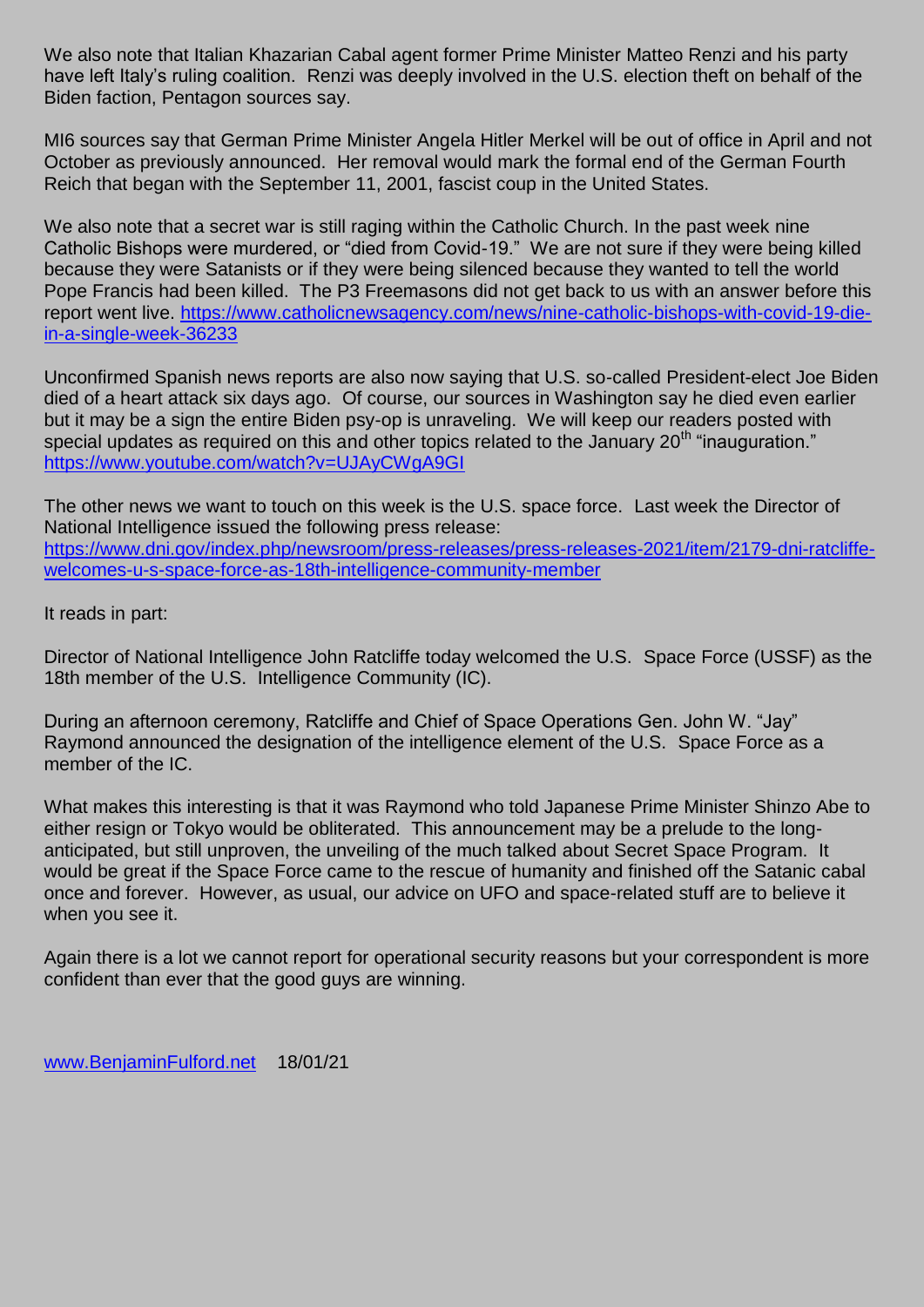We also note that Italian Khazarian Cabal agent former Prime Minister Matteo Renzi and his party have left Italy's ruling coalition. Renzi was deeply involved in the U.S. election theft on behalf of the Biden faction, Pentagon sources say.

MI6 sources say that German Prime Minister Angela Hitler Merkel will be out of office in April and not October as previously announced. Her removal would mark the formal end of the German Fourth Reich that began with the September 11, 2001, fascist coup in the United States.

We also note that a secret war is still raging within the Catholic Church. In the past week nine Catholic Bishops were murdered, or "died from Covid-19." We are not sure if they were being killed because they were Satanists or if they were being silenced because they wanted to tell the world Pope Francis had been killed. The P3 Freemasons did not get back to us with an answer before this report went live. [https://www.catholicnewsagency.com/news/nine-catholic-bishops-with-covid-19-die-in-a-single-week-36233](https://www.catholicnewsagency.com/news/nine-catholic-bishops-with-covid-19-die-in-a-single-week-36233)

Unconfirmed Spanish news reports are also now saying that U.S. so-called President-elect Joe Biden died of a heart attack six days ago. Of course, our sources in Washington say he died even earlier but it may be a sign the entire Biden psy-op is unraveling. We will keep our readers posted with special updates as required on this and other topics related to the January 20th "inauguration." [https://www.youtube.com/watch?v=UJAyCWgA9GI](https://www.youtube.com/watch?v=UJAyCWgA9GI)

The other news we want to touch on this week is the U.S. space force. Last week the Director of National Intelligence issued the following press release: [https://www.dni.gov/index.php/newsroom/press-releases/press-releases-2021/item/2179-dni-ratcliffe-welcomes-u-s-space-force-as-18th-intelligence-community-member](https://www.dni.gov/index.php/newsroom/press-releases/press-releases-2021/item/2179-dni-ratcliffe-welcomes-u-s-space-force-as-18th-intelligence-community-member)

It reads in part:

Director of National Intelligence John Ratcliffe today welcomed the U.S. Space Force (USSF) as the 18th member of the U.S. Intelligence Community (IC).

During an afternoon ceremony, Ratcliffe and Chief of Space Operations Gen. John W. "Jay" Raymond announced the designation of the intelligence element of the U.S. Space Force as a member of the IC.

What makes this interesting is that it was Raymond who told Japanese Prime Minister Shinzo Abe to either resign or Tokyo would be obliterated. This announcement may be a prelude to the long-anticipated, but still unproven, the unveiling of the much talked about Secret Space Program. It would be great if the Space Force came to the rescue of humanity and finished off the Satanic cabal once and forever. However, as usual, our advice on UFO and space-related stuff are to believe it when you see it.

Again there is a lot we cannot report for operational security reasons but your correspondent is more confident than ever that the good guys are winning.

[www.BenjaminFulford.net](http://www.BenjaminFulford.net) 18/01/21